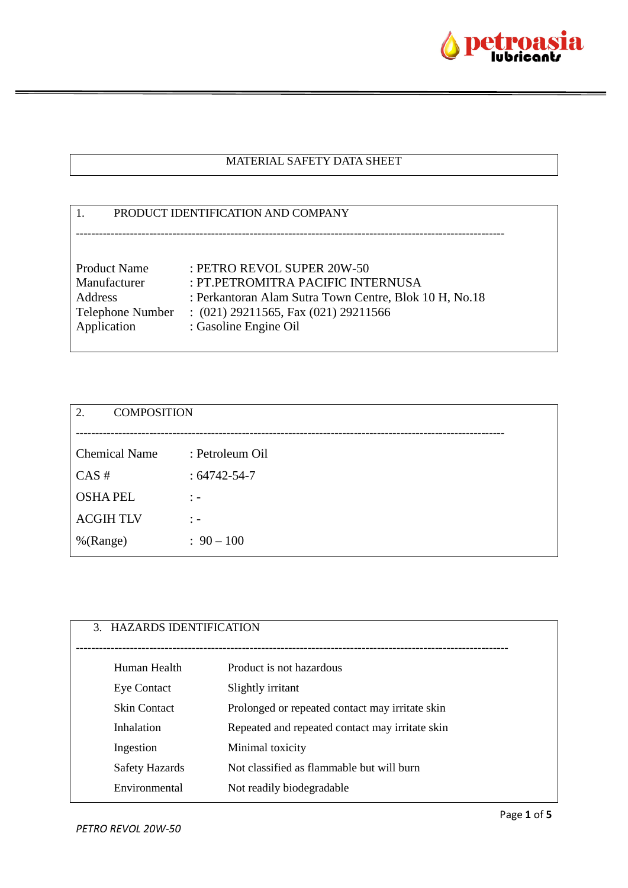# MATERIAL SAFETY DATA SHEET

## 1. PRODUCT IDENTIFICATION AND COMPANY

| | |
|---|---|
| Product Name | : PETRO REVOL SUPER 20W-50 |
| Manufacturer | : PT.PETROMITRA PACIFIC INTERNUSA |
| Address | : Perkantoran Alam Sutra Town Centre, Blok 10 H, No.18 |
| Telephone Number | : (021) 29211565, Fax (021) 29211566 |
| Application | : Gasoline Engine Oil |

## 2. COMPOSITION

| | |
|---|---|
| Chemical Name | : Petroleum Oil |
| CAS # | : 64742-54-7 |
| OSHA PEL | : - |
| ACGIH TLV | : - |
| %(Range) | : 90 – 100 |

## 3. HAZARDS IDENTIFICATION

| | |
|---|---|
| Human Health | Product is not hazardous |
| Eye Contact | Slightly irritant |
| Skin Contact | Prolonged or repeated contact may irritate skin |
| Inhalation | Repeated and repeated contact may irritate skin |
| Ingestion | Minimal toxicity |
| Safety Hazards | Not classified as flammable but will burn |
| Environmental | Not readily biodegradable |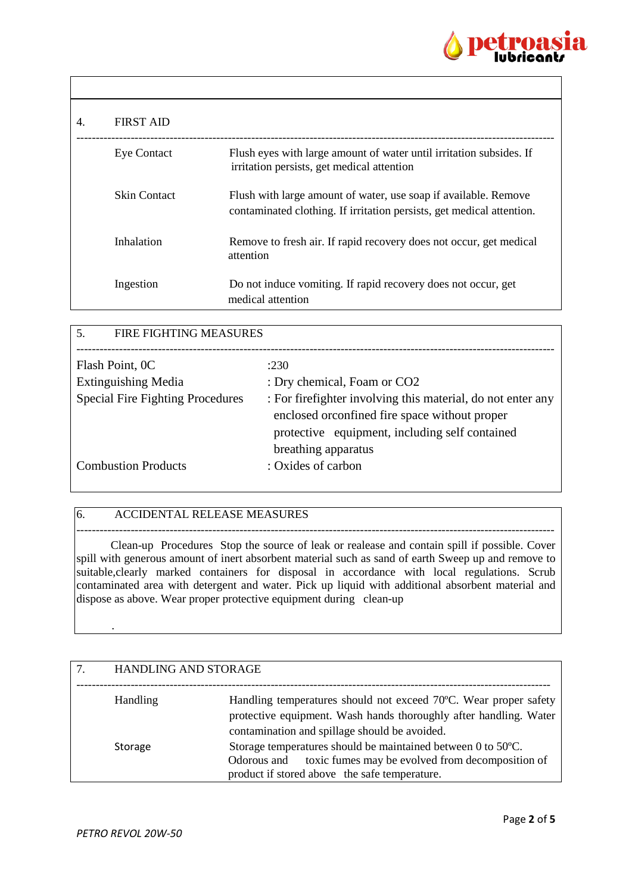## 4. FIRST AID

| | |
|---|---|
| Eye Contact | Flush eyes with large amount of water until irritation subsides. If irritation persists, get medical attention |
| Skin Contact | Flush with large amount of water, use soap if available. Remove contaminated clothing. If irritation persists, get medical attention. |
| Inhalation | Remove to fresh air. If rapid recovery does not occur, get medical attention |
| Ingestion | Do not induce vomiting. If rapid recovery does not occur, get medical attention |

## 5. FIRE FIGHTING MEASURES

| | |
|---|---|
| Flash Point, 0C | :230 |
| Extinguishing Media | : Dry chemical, Foam or $CO_2$ |
| Special Fire Fighting Procedures | : For firefighter involving this material, do not enter any enclosed orconfined fire space without proper protective equipment, including self contained breathing apparatus |
| Combustion Products | : Oxides of carbon |

## 6. ACCIDENTAL RELEASE MEASURES

Clean-up Procedures Stop the source of leak or realease and contain spill if possible. Cover spill with generous amount of inert absorbent material such as sand of earth Sweep up and remove to suitable,clearly marked containers for disposal in accordance with local regulations. Scrub contaminated area with detergent and water. Pick up liquid with additional absorbent material and dispose as above. Wear proper protective equipment during clean-up

.

## 7. HANDLING AND STORAGE

| | |
|---|---|
| Handling | Handling temperatures should not exceed 70ºC. Wear proper safety protective equipment. Wash hands thoroughly after handling. Water contamination and spillage should be avoided. |
| Storage | Storage temperatures should be maintained between 0 to 50ºC. Odorous and toxic fumes may be evolved from decomposition of product if stored above the safe temperature. |

*PETRO REVOL 20W-50*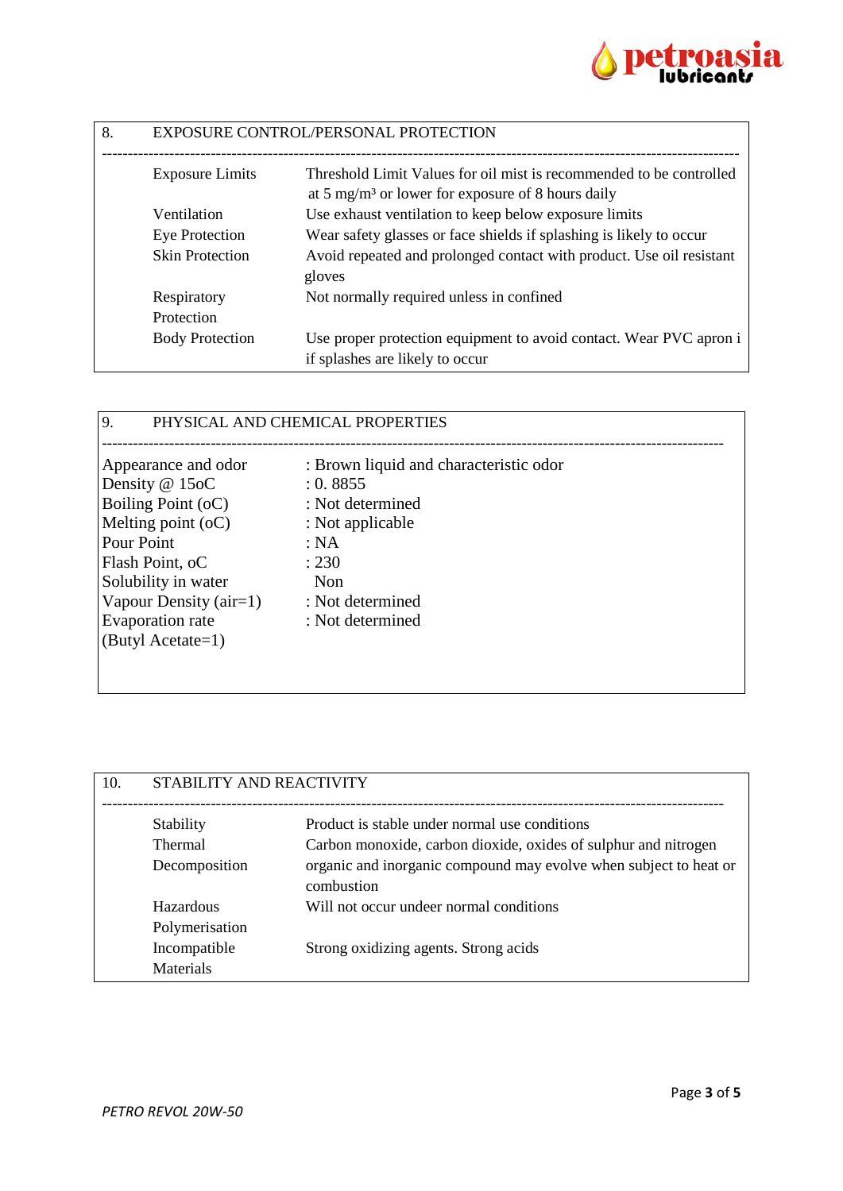## 8. EXPOSURE CONTROL/PERSONAL PROTECTION

| | |
|---|---|
| Exposure Limits | Threshold Limit Values for oil mist is recommended to be controlled at 5 mg/m³ or lower for exposure of 8 hours daily |
| Ventilation | Use exhaust ventilation to keep below exposure limits |
| Eye Protection | Wear safety glasses or face shields if splashing is likely to occur |
| Skin Protection | Avoid repeated and prolonged contact with product. Use oil resistant gloves |
| Respiratory Protection | Not normally required unless in confined |
| Body Protection | Use proper protection equipment to avoid contact. Wear PVC apron i if splashes are likely to occur |

## 9. PHYSICAL AND CHEMICAL PROPERTIES

| | |
|---|---|
| Appearance and odor | : Brown liquid and characteristic odor |
| Density @ 15oC | : 0. 8855 |
| Boiling Point (oC) | : Not determined |
| Melting point (oC) | : Not applicable |
| Pour Point | : NA |
| Flash Point, oC | : 230 |
| Solubility in water | Non |
| Vapour Density (air=1) | : Not determined |
| Evaporation rate (Butyl Acetate=1) | : Not determined |

## 10. STABILITY AND REACTIVITY

| | |
|---|---|
| Stability | Product is stable under normal use conditions |
| Thermal Decomposition | Carbon monoxide, carbon dioxide, oxides of sulphur and nitrogen organic and inorganic compound may evolve when subject to heat or combustion |
| Hazardous Polymerisation | Will not occur undeer normal conditions |
| Incompatible Materials | Strong oxidizing agents. Strong acids |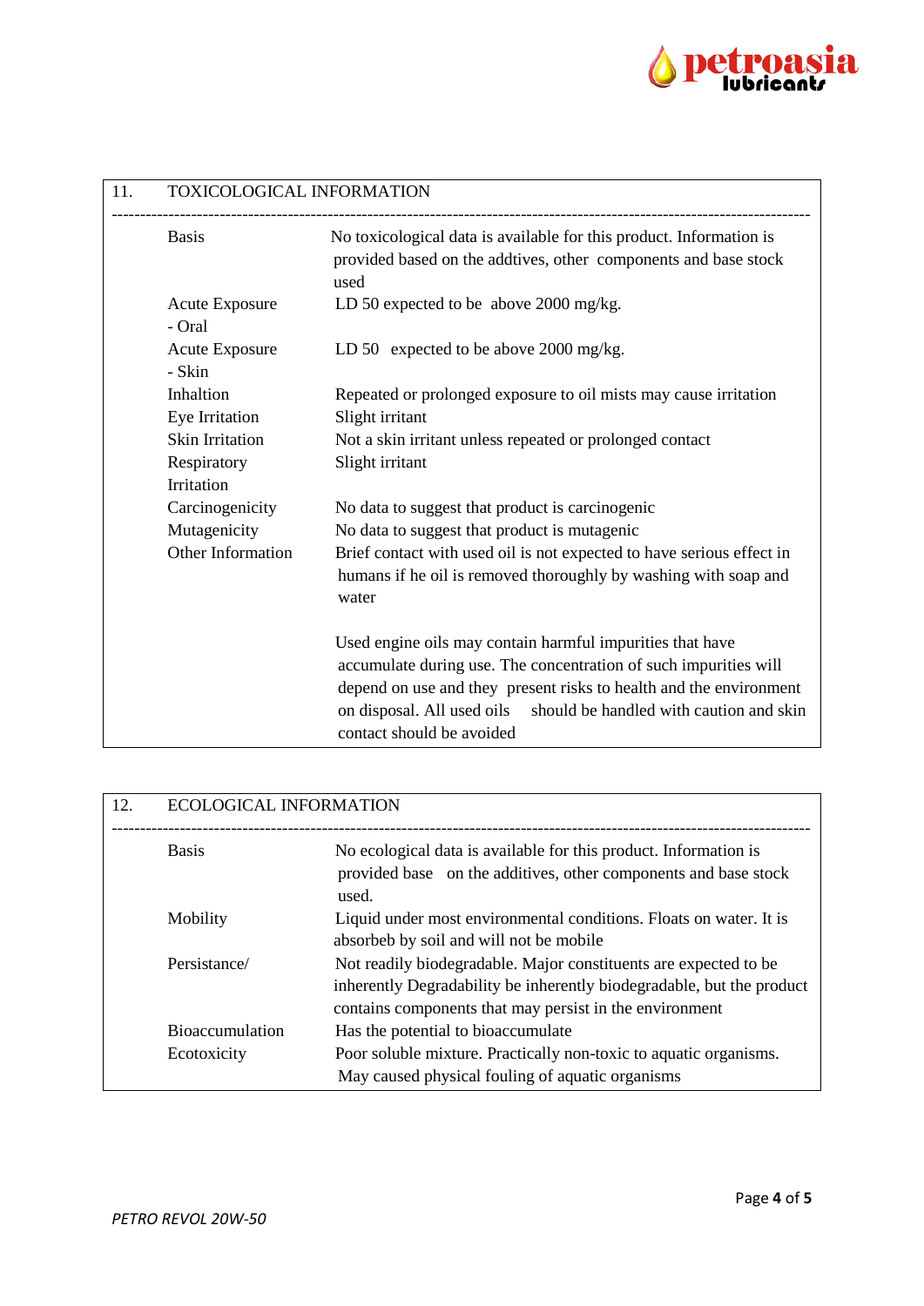## 11. TOXICOLOGICAL INFORMATION

| | |
|---|---|
| Basis | No toxicological data is available for this product. Information is provided based on the addtives, other components and base stock used |
| Acute Exposure - Oral | LD 50 expected to be above 2000 mg/kg. |
| Acute Exposure - Skin | LD 50 expected to be above 2000 mg/kg. |
| Inhaltion | Repeated or prolonged exposure to oil mists may cause irritation |
| Eye Irritation | Slight irritant |
| Skin Irritation | Not a skin irritant unless repeated or prolonged contact |
| Respiratory Irritation | Slight irritant |
| Carcinogenicity | No data to suggest that product is carcinogenic |
| Mutagenicity | No data to suggest that product is mutagenic |
| Other Information | Brief contact with used oil is not expected to have serious effect in humans if he oil is removed thoroughly by washing with soap and water<br><br>Used engine oils may contain harmful impurities that have accumulate during use. The concentration of such impurities will depend on use and they present risks to health and the environment on disposal. All used oils should be handled with caution and skin contact should be avoided |

## 12. ECOLOGICAL INFORMATION

| | |
|---|---|
| Basis | No ecological data is available for this product. Information is provided base on the additives, other components and base stock used. |
| Mobility | Liquid under most environmental conditions. Floats on water. It is absorbeb by soil and will not be mobile |
| Persistance/ Degradability | Not readily biodegradable. Major constituents are expected to be inherently be inherently biodegradable, but the product contains components that may persist in the environment |
| Bioaccumulation | Has the potential to bioaccumulate |
| Ecotoxicity | Poor soluble mixture. Practically non-toxic to aquatic organisms. May caused physical fouling of aquatic organisms |

*PETRO REVOL 20W-50*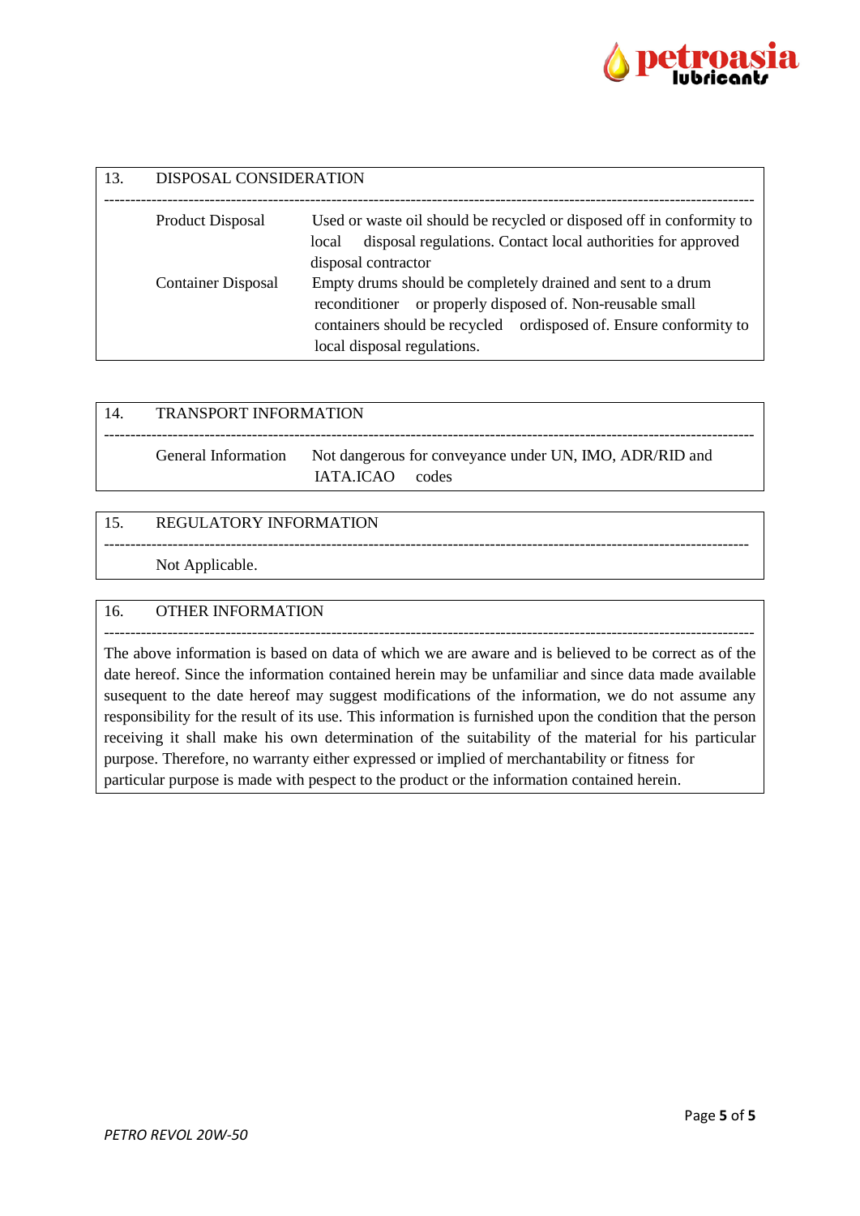## 13. DISPOSAL CONSIDERATION

| | |
|---|---|
| Product Disposal | Used or waste oil should be recycled or disposed off in conformity to local disposal regulations. Contact local authorities for approved disposal contractor |
| Container Disposal | Empty drums should be completely drained and sent to a drum reconditioner or properly disposed of. Non-reusable small containers should be recycled ordisposed of. Ensure conformity to local disposal regulations. |

## 14. TRANSPORT INFORMATION

| | |
|---|---|
| General Information | Not dangerous for conveyance under UN, IMO, ADR/RID and IATA.ICAO codes |

## 15. REGULATORY INFORMATION

Not Applicable.

## 16. OTHER INFORMATION

The above information is based on data of which we are aware and is believed to be correct as of the date hereof. Since the information contained herein may be unfamiliar and since data made available susequent to the date hereof may suggest modifications of the information, we do not assume any responsibility for the result of its use. This information is furnished upon the condition that the person receiving it shall make his own determination of the suitability of the material for his particular purpose. Therefore, no warranty either expressed or implied of merchantability or fitness for particular purpose is made with pespect to the product or the information contained herein.